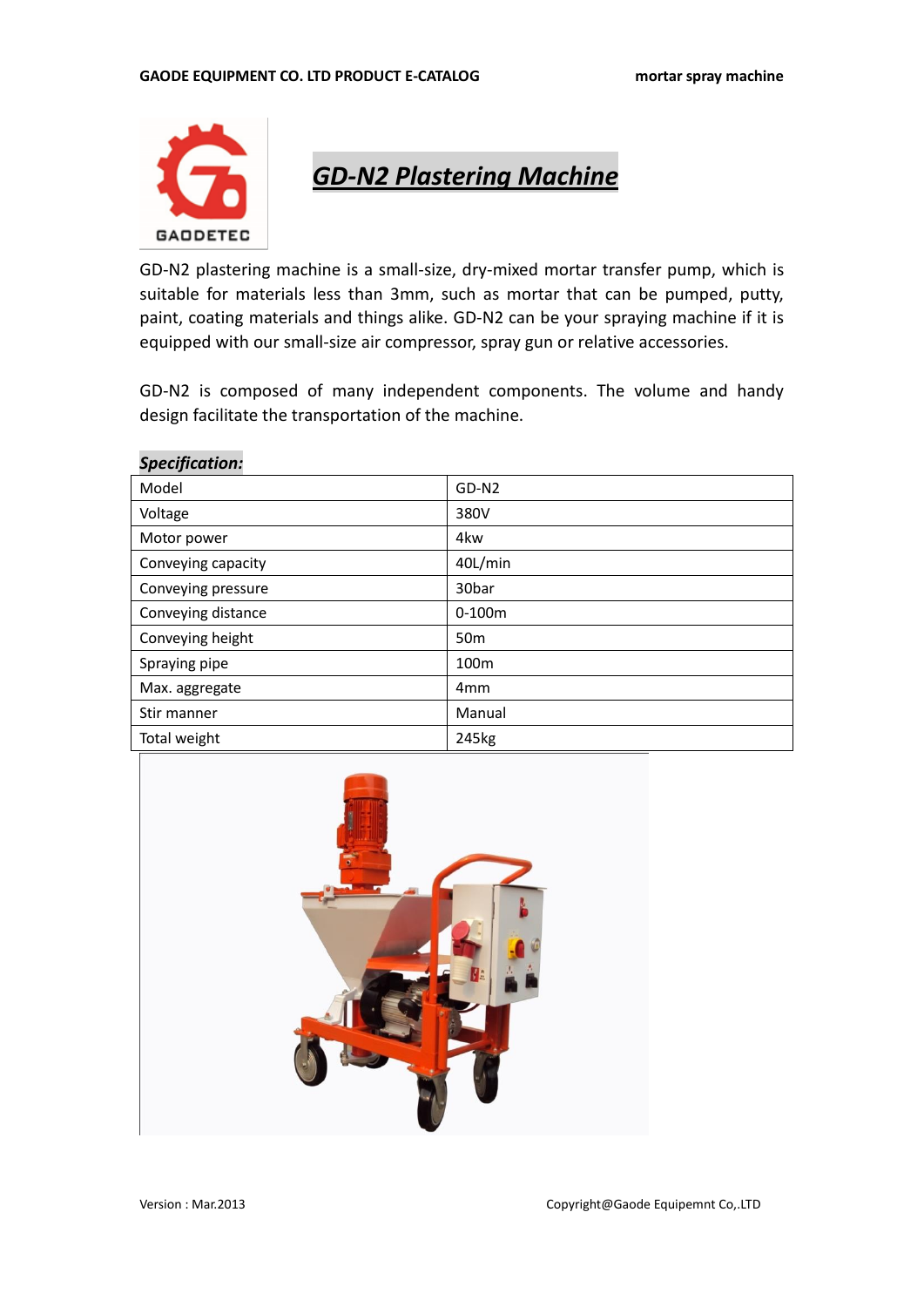# *GD-N2 Plastering Machine*

GD-N2 plastering machine is a small-size, dry-mixed mortar transfer pump, which is suitable for materials less than 3mm, such as mortar that can be pumped, putty, paint, coating materials and things alike. GD-N2 can be your spraying machine if it is equipped with our small-size air compressor, spray gun or relative accessories.

GD-N2 is composed of many independent components. The volume and handy design facilitate the transportation of the machine.

***Specification:***

| Model | GD-N2 |
|---|---|
| Voltage | 380V |
| Motor power | 4kw |
| Conveying capacity | 40L/min |
| Conveying pressure | 30bar |
| Conveying distance | 0-100m |
| Conveying height | 50m |
| Spraying pipe | 100m |
| Max. aggregate | 4mm |
| Stir manner | Manual |
| Total weight | 245kg |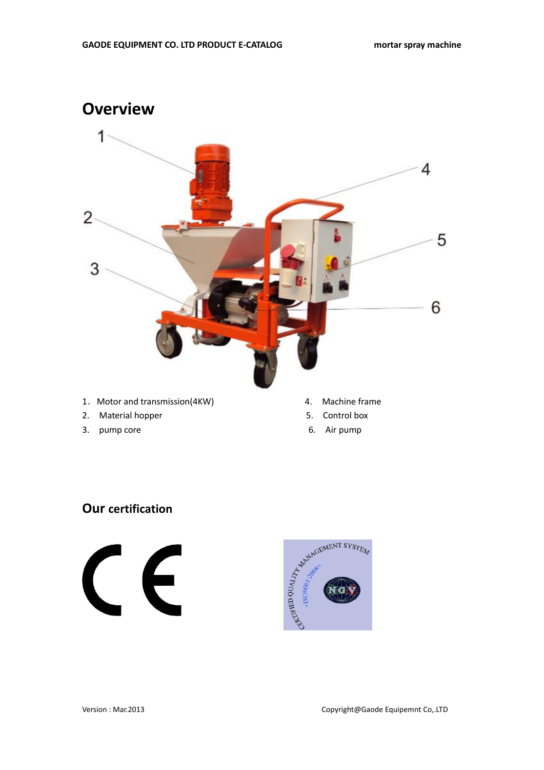# Overview

1. Motor and transmission(4KW)
2. Material hopper
3. pump core
4. Machine frame
5. Control box
6. Air pump

## Our certification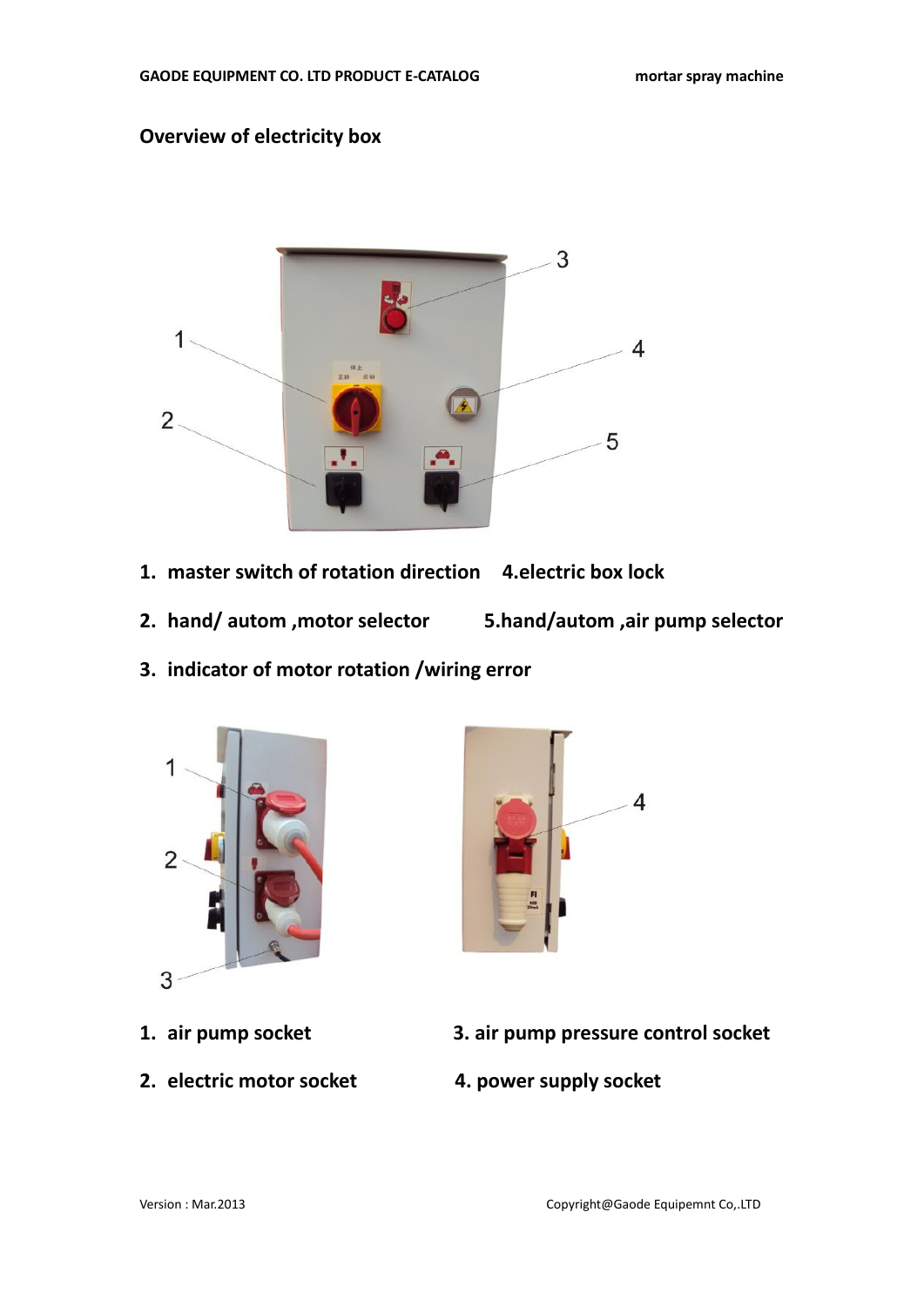## Overview of electricity box

1. master switch of rotation direction
2. hand/ autom ,motor selector
3. indicator of motor rotation /wiring error
4. electric box lock
5. hand/autom ,air pump selector

1. air pump socket
2. electric motor socket
3. air pump pressure control socket
4. power supply socket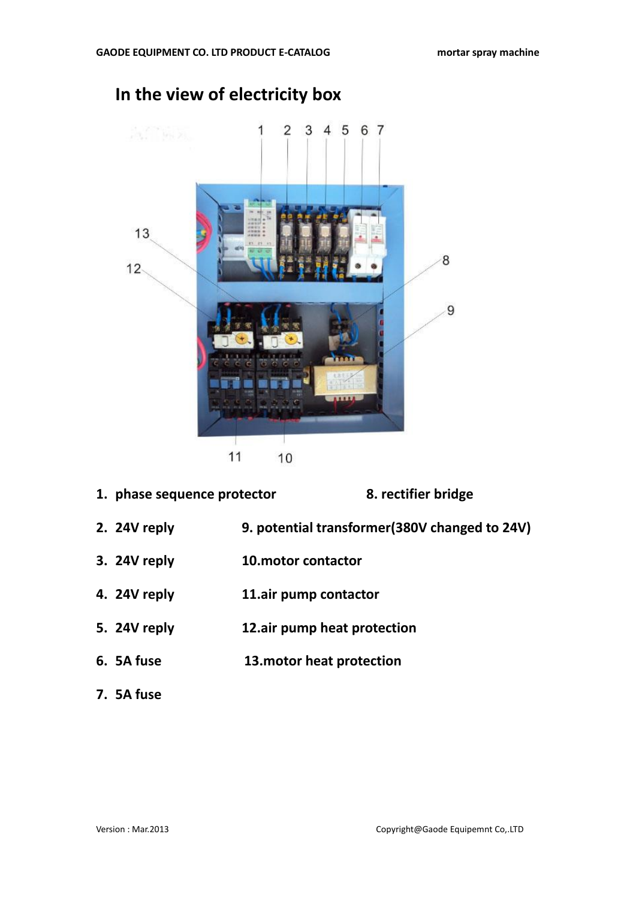# In the view of electricity box

1. phase sequence protector
2. 24V reply
3. 24V reply
4. 24V reply
5. 24V reply
6. 5A fuse
7. 5A fuse
8. rectifier bridge
9. potential transformer(380V changed to 24V)
10. motor contactor
11. air pump contactor
12. air pump heat protection
13. motor heat protection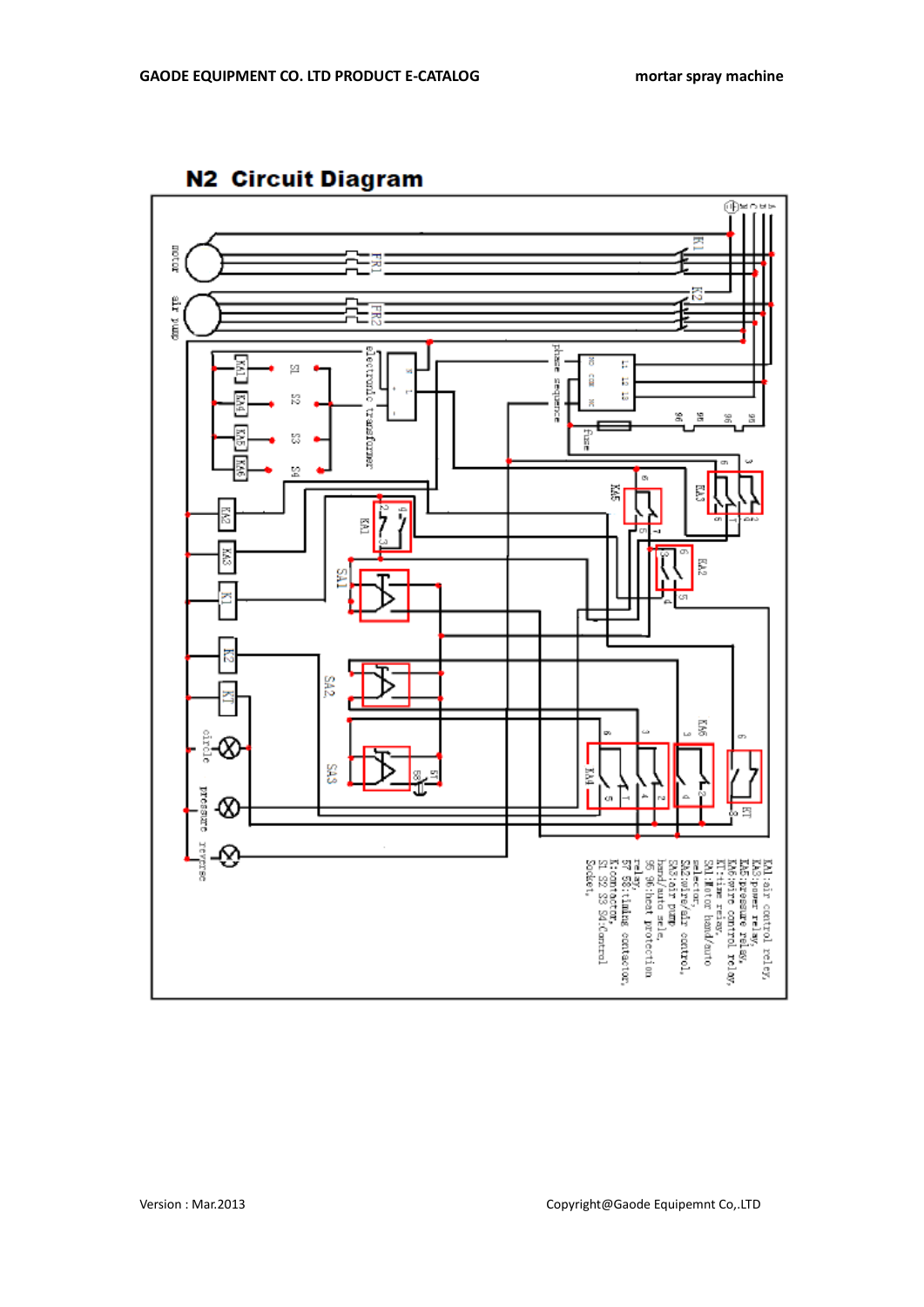## N2 Circuit Diagram

KA1:air control reley,
KA3:power relay,
KA5:pressure relay,
KA6:wire control relay,
KT:time relay,
SA1:Motor hand/auto selector,
SA2:wire/air control,
SA3:air pump hand/auto sele,
95 96:heat protection relay,
57 58:timing contactor,
K:contactor,
S1 S2 S3 S4:Control Socket,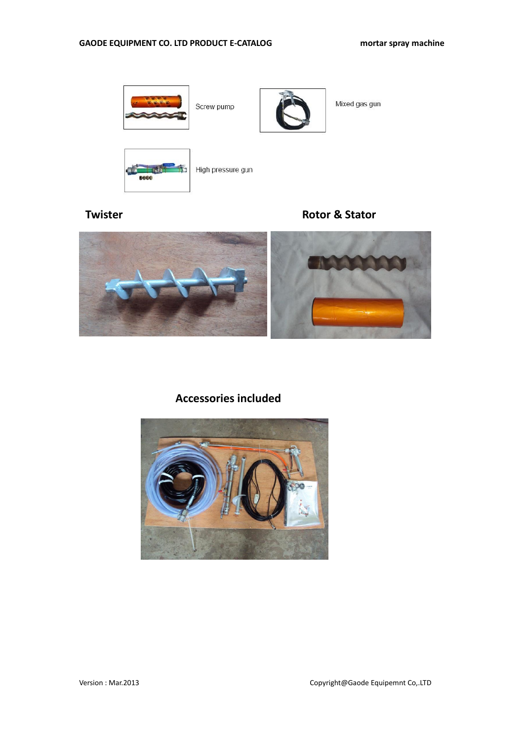Screw pump

Mixed gas gun

High pressure gun

## Twister

## Rotor & Stator

## Accessories included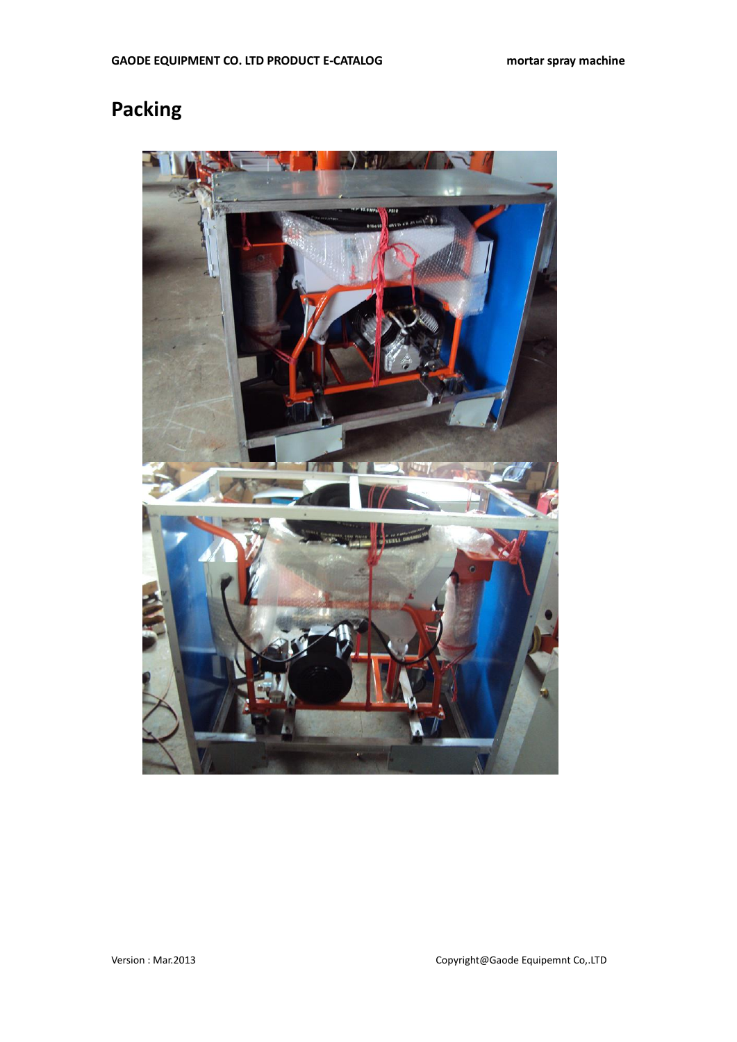# Packing